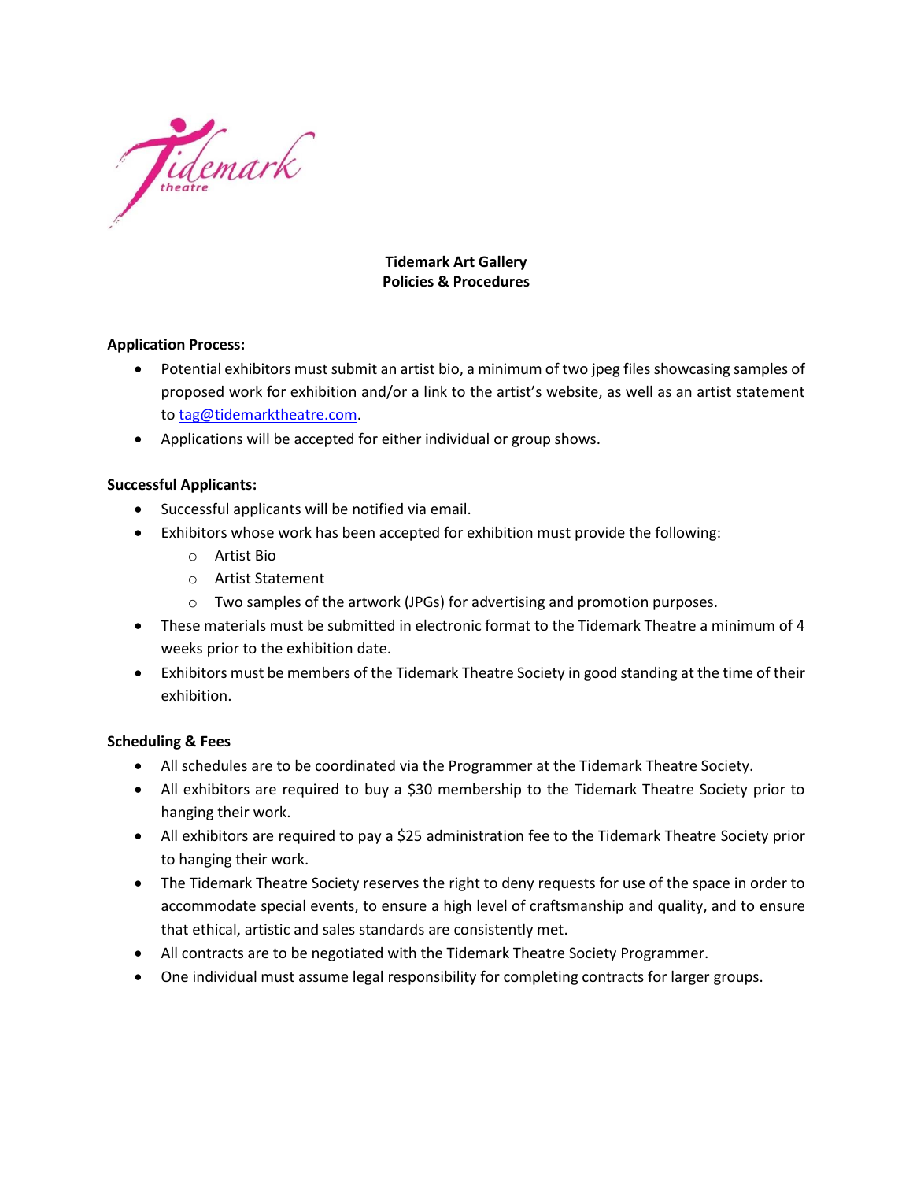# Tidemark Art Gallery
# Policies & Procedures

**Application Process:**

- Potential exhibitors must submit an artist bio, a minimum of two jpeg files showcasing samples of proposed work for exhibition and/or a link to the artist's website, as well as an artist statement to tag@tidemarktheatre.com.
- Applications will be accepted for either individual or group shows.

**Successful Applicants:**

- Successful applicants will be notified via email.
- Exhibitors whose work has been accepted for exhibition must provide the following:
    - Artist Bio
    - Artist Statement
    - Two samples of the artwork (JPGs) for advertising and promotion purposes.
- These materials must be submitted in electronic format to the Tidemark Theatre a minimum of 4 weeks prior to the exhibition date.
- Exhibitors must be members of the Tidemark Theatre Society in good standing at the time of their exhibition.

**Scheduling & Fees**

- All schedules are to be coordinated via the Programmer at the Tidemark Theatre Society.
- All exhibitors are required to buy a $30 membership to the Tidemark Theatre Society prior to hanging their work.
- All exhibitors are required to pay a $25 administration fee to the Tidemark Theatre Society prior to hanging their work.
- The Tidemark Theatre Society reserves the right to deny requests for use of the space in order to accommodate special events, to ensure a high level of craftsmanship and quality, and to ensure that ethical, artistic and sales standards are consistently met.
- All contracts are to be negotiated with the Tidemark Theatre Society Programmer.
- One individual must assume legal responsibility for completing contracts for larger groups.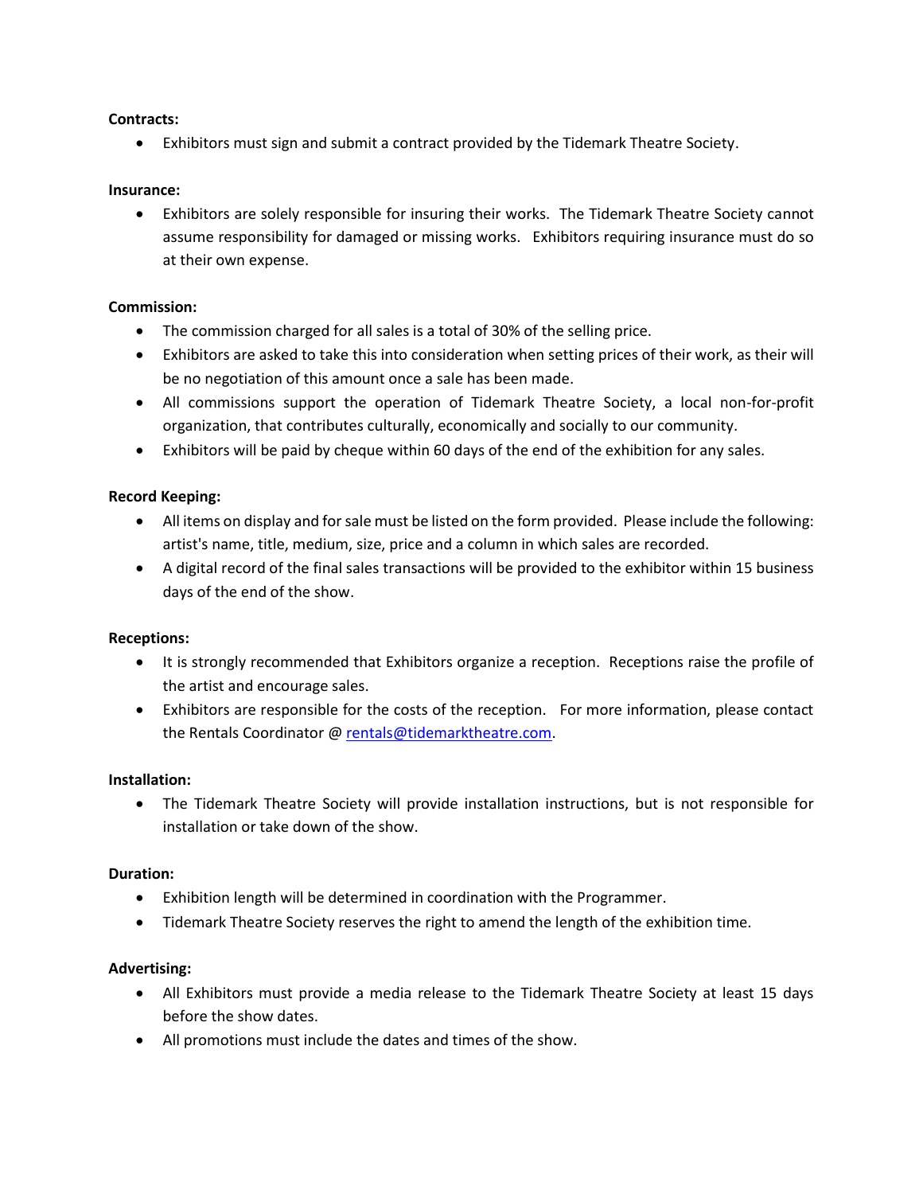**Contracts:**

- Exhibitors must sign and submit a contract provided by the Tidemark Theatre Society.

**Insurance:**

- Exhibitors are solely responsible for insuring their works. The Tidemark Theatre Society cannot assume responsibility for damaged or missing works. Exhibitors requiring insurance must do so at their own expense.

**Commission:**

- The commission charged for all sales is a total of 30% of the selling price.
- Exhibitors are asked to take this into consideration when setting prices of their work, as their will be no negotiation of this amount once a sale has been made.
- All commissions support the operation of Tidemark Theatre Society, a local non-for-profit organization, that contributes culturally, economically and socially to our community.
- Exhibitors will be paid by cheque within 60 days of the end of the exhibition for any sales.

**Record Keeping:**

- All items on display and for sale must be listed on the form provided. Please include the following: artist's name, title, medium, size, price and a column in which sales are recorded.
- A digital record of the final sales transactions will be provided to the exhibitor within 15 business days of the end of the show.

**Receptions:**

- It is strongly recommended that Exhibitors organize a reception. Receptions raise the profile of the artist and encourage sales.
- Exhibitors are responsible for the costs of the reception. For more information, please contact the Rentals Coordinator @ rentals@tidemarktheatre.com.

**Installation:**

- The Tidemark Theatre Society will provide installation instructions, but is not responsible for installation or take down of the show.

**Duration:**

- Exhibition length will be determined in coordination with the Programmer.
- Tidemark Theatre Society reserves the right to amend the length of the exhibition time.

**Advertising:**

- All Exhibitors must provide a media release to the Tidemark Theatre Society at least 15 days before the show dates.
- All promotions must include the dates and times of the show.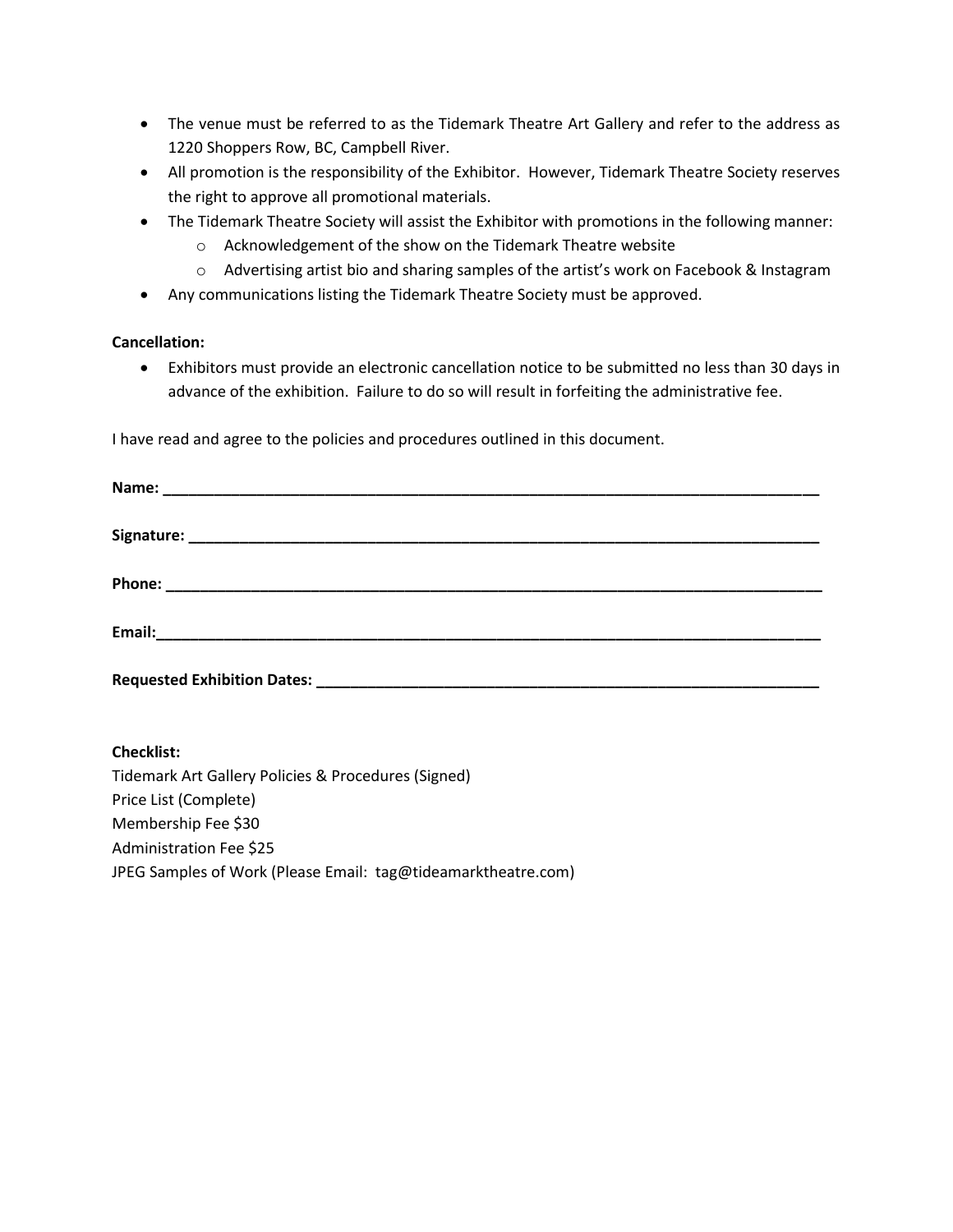- The venue must be referred to as the Tidemark Theatre Art Gallery and refer to the address as 1220 Shoppers Row, BC, Campbell River.
- All promotion is the responsibility of the Exhibitor. However, Tidemark Theatre Society reserves the right to approve all promotional materials.
- The Tidemark Theatre Society will assist the Exhibitor with promotions in the following manner:
  - Acknowledgement of the show on the Tidemark Theatre website
  - Advertising artist bio and sharing samples of the artist's work on Facebook & Instagram
- Any communications listing the Tidemark Theatre Society must be approved.

**Cancellation:**

- Exhibitors must provide an electronic cancellation notice to be submitted no less than 30 days in advance of the exhibition. Failure to do so will result in forfeiting the administrative fee.

I have read and agree to the policies and procedures outlined in this document.

**Name: ________________________________________________________________________________**

**Signature: ____________________________________________________________________________**

**Phone: ________________________________________________________________________________**

**Email:_________________________________________________________________________________**

**Requested Exhibition Dates: ______________________________________________________________**

**Checklist:**

Tidemark Art Gallery Policies & Procedures (Signed)
Price List (Complete)
Membership Fee $30
Administration Fee $25
JPEG Samples of Work (Please Email: tag@tideamarktheatre.com)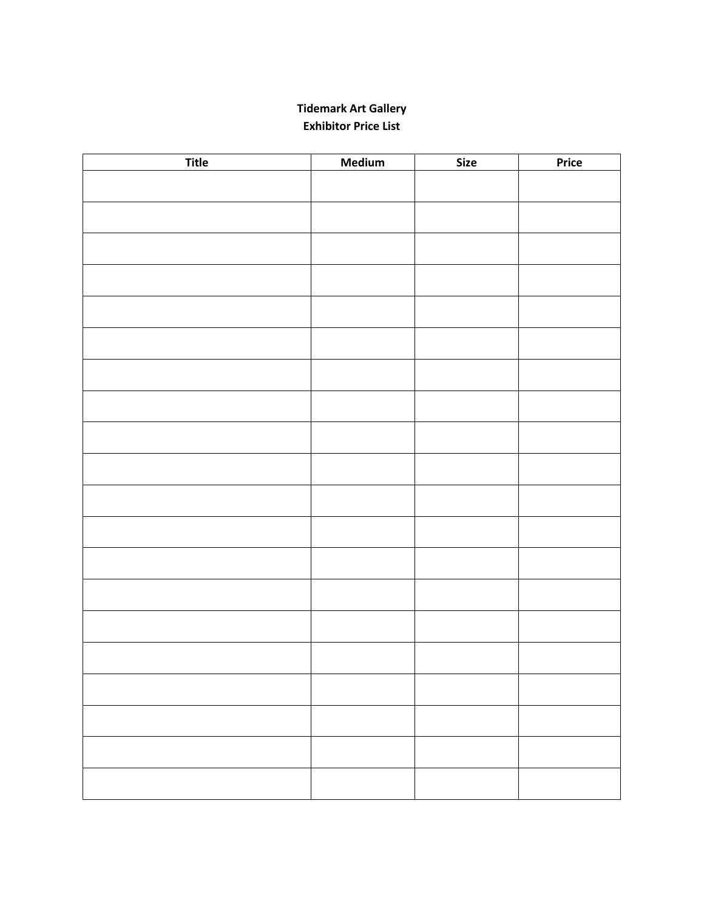**Tidemark Art Gallery**
**Exhibitor Price List**

| Title | Medium | Size | Price |
| --- | --- | --- | --- |
| | | | |
| | | | |
| | | | |
| | | | |
| | | | |
| | | | |
| | | | |
| | | | |
| | | | |
| | | | |
| | | | |
| | | | |
| | | | |
| | | | |
| | | | |
| | | | |
| | | | |
| | | | |
| | | | |
| | | | |